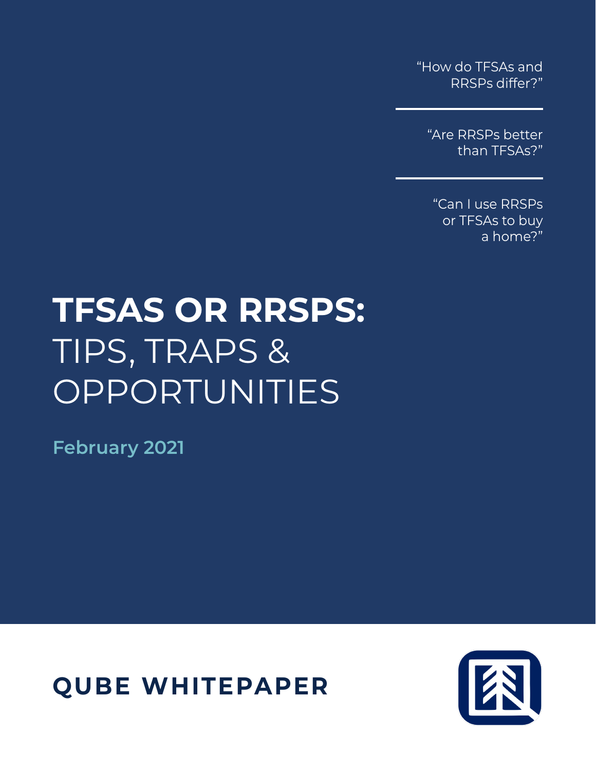"How do TFSAs and RRSPs differ?"

"Are RRSPs better than TFSAs?"

"Can I use RRSPs or TFSAs to buy a home?"

# TFSAS OR RRSPS: TIPS, TRAPS & OPPORTUNITIES

**February 2021**

**QUBE WHITEPAPER**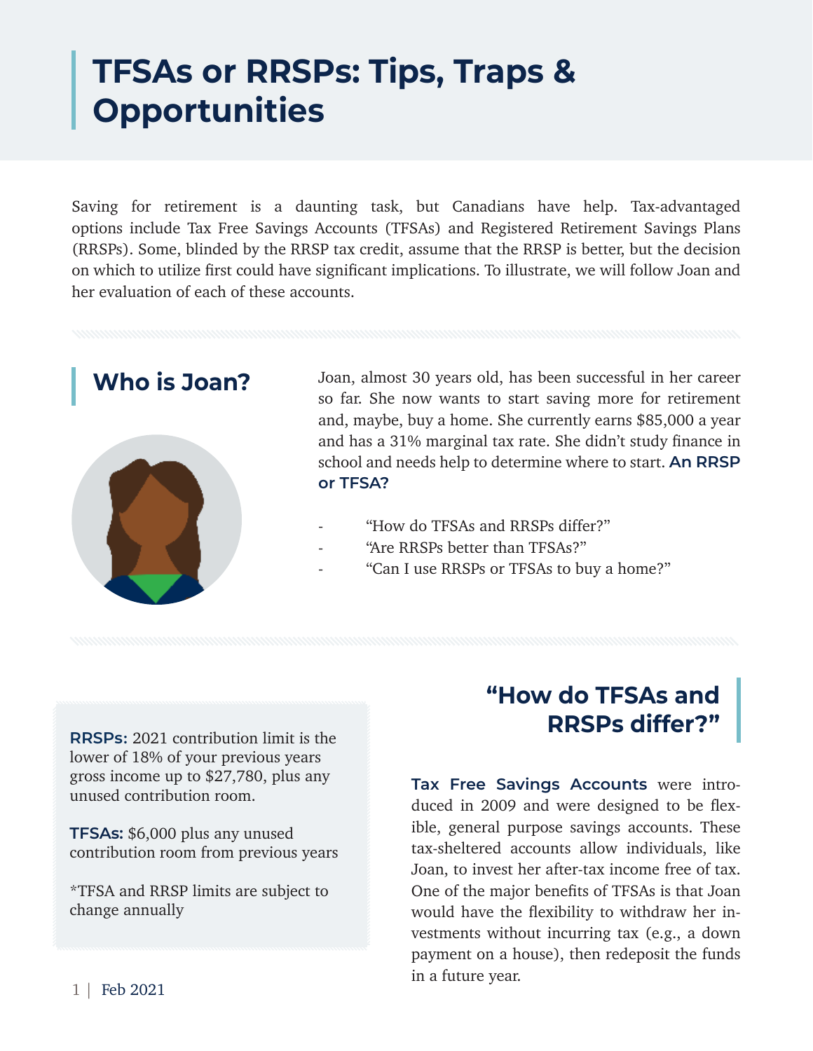# TFSAs or RRSPs: Tips, Traps & Opportunities

Saving for retirement is a daunting task, but Canadians have help. Tax-advantaged options include Tax Free Savings Accounts (TFSAs) and Registered Retirement Savings Plans (RRSPs). Some, blinded by the RRSP tax credit, assume that the RRSP is better, but the decision on which to utilize first could have significant implications. To illustrate, we will follow Joan and her evaluation of each of these accounts.

## Who is Joan?

Joan, almost 30 years old, has been successful in her career so far. She now wants to start saving more for retirement and, maybe, buy a home. She currently earns $85,000 a year and has a 31% marginal tax rate. She didn't study finance in school and needs help to determine where to start. **An RRSP or TFSA?**

- "How do TFSAs and RRSPs differ?"
- "Are RRSPs better than TFSAs?"
- "Can I use RRSPs or TFSAs to buy a home?"

## "How do TFSAs and RRSPs differ?"

**RRSPs:** 2021 contribution limit is the lower of 18% of your previous years gross income up to $27,780, plus any unused contribution room.

**TFSAs:** $6,000 plus any unused contribution room from previous years

*TFSA and RRSP limits are subject to change annually

**Tax Free Savings Accounts** were introduced in 2009 and were designed to be flexible, general purpose savings accounts. These tax-sheltered accounts allow individuals, like Joan, to invest her after-tax income free of tax. One of the major benefits of TFSAs is that Joan would have the flexibility to withdraw her investments without incurring tax (e.g., a down payment on a house), then redeposit the funds in a future year.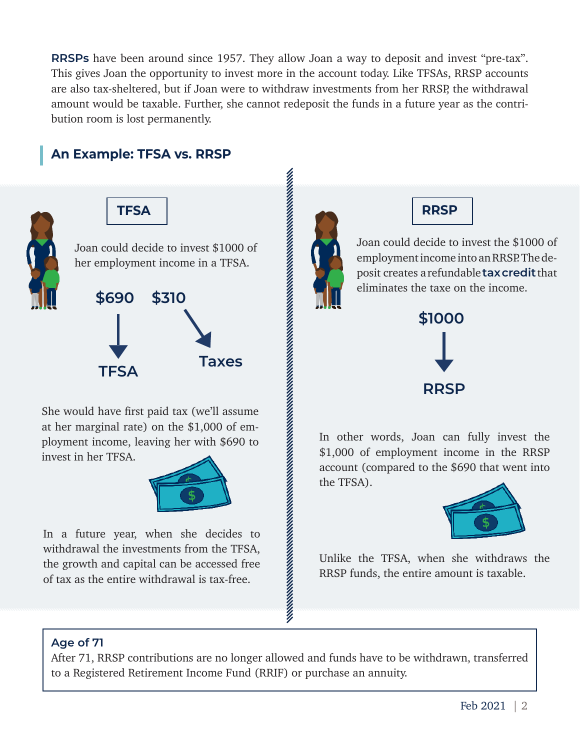**RRSPs** have been around since 1957. They allow Joan a way to deposit and invest “pre-tax”. This gives Joan the opportunity to invest more in the account today. Like TFSAs, RRSP accounts are also tax-sheltered, but if Joan were to withdraw investments from her RRSP, the withdrawal amount would be taxable. Further, she cannot redeposit the funds in a future year as the contribution room is lost permanently.

## An Example: TFSA vs. RRSP

### TFSA

Joan could decide to invest $1000 of her employment income in a TFSA.

**$690** → **TFSA**

**$310** → **Taxes**

She would have first paid tax (we’ll assume at her marginal rate) on the $1,000 of employment income, leaving her with $690 to invest in her TFSA.

In a future year, when she decides to withdrawal the investments from the TFSA, the growth and capital can be accessed free of tax as the entire withdrawal is tax-free.

### RRSP

Joan could decide to invest the $1000 of employment income into an RRSP. The deposit creates a refundable **tax credit** that eliminates the taxe on the income.

**$1000** → **RRSP**

In other words, Joan can fully invest the $1,000 of employment income in the RRSP account (compared to the $690 that went into the TFSA).

Unlike the TFSA, when she withdraws the RRSP funds, the entire amount is taxable.

**Age of 71**

After 71, RRSP contributions are no longer allowed and funds have to be withdrawn, transferred to a Registered Retirement Income Fund (RRIF) or purchase an annuity.

Feb 2021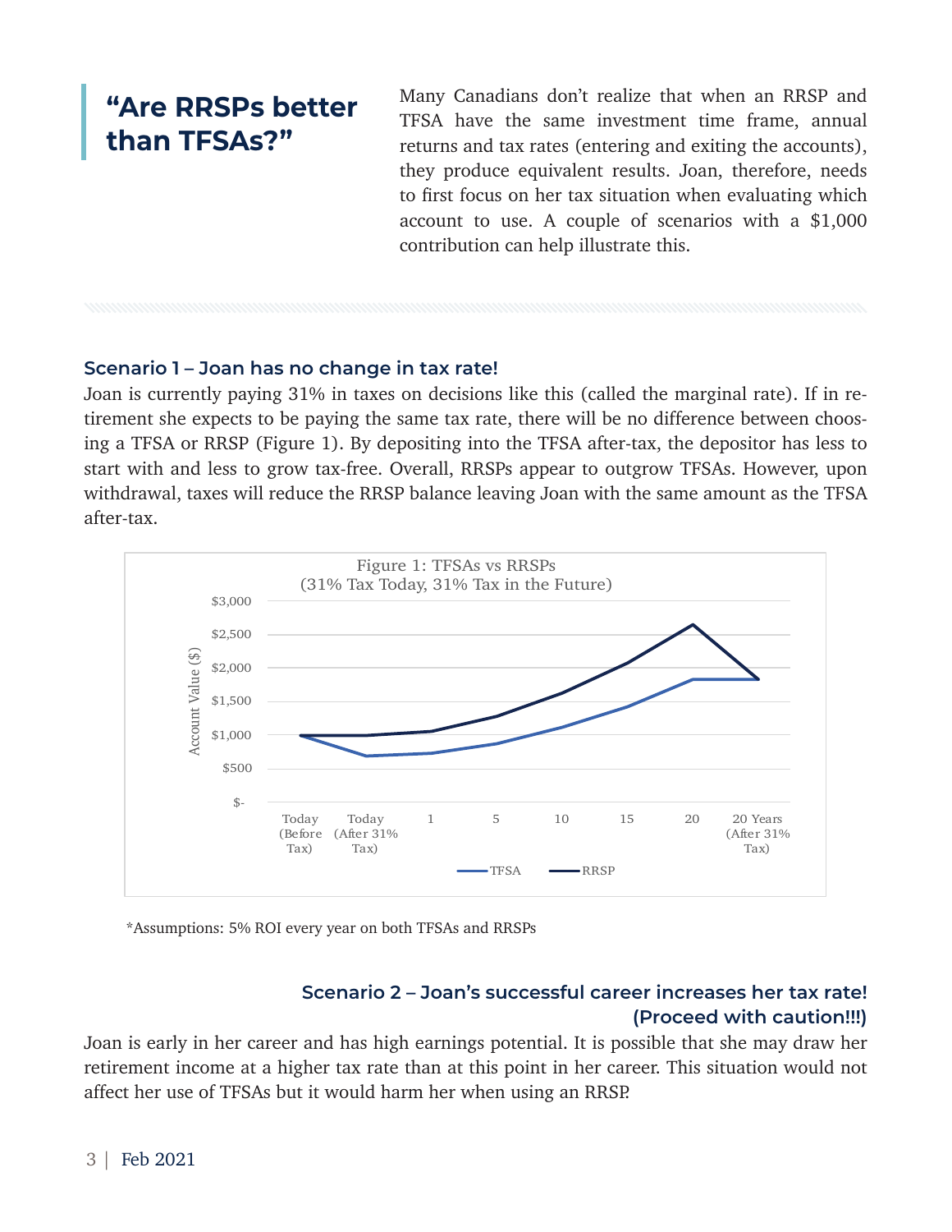## "Are RRSPs better than TFSAs?"

Many Canadians don't realize that when an RRSP and TFSA have the same investment time frame, annual returns and tax rates (entering and exiting the accounts), they produce equivalent results. Joan, therefore, needs to first focus on her tax situation when evaluating which account to use. A couple of scenarios with a $1,000 contribution can help illustrate this.

### Scenario 1 – Joan has no change in tax rate!

Joan is currently paying 31% in taxes on decisions like this (called the marginal rate). If in retirement she expects to be paying the same tax rate, there will be no difference between choosing a TFSA or RRSP (Figure 1). By depositing into the TFSA after-tax, the depositor has less to start with and less to grow tax-free. Overall, RRSPs appear to outgrow TFSAs. However, upon withdrawal, taxes will reduce the RRSP balance leaving Joan with the same amount as the TFSA after-tax.

Figure 1: TFSAs vs RRSPs (31% Tax Today, 31% Tax in the Future)

*Assumptions: 5% ROI every year on both TFSAs and RRSPs

### Scenario 2 – Joan's successful career increases her tax rate! (Proceed with caution!!!)

Joan is early in her career and has high earnings potential. It is possible that she may draw her retirement income at a higher tax rate than at this point in her career. This situation would not affect her use of TFSAs but it would harm her when using an RRSP.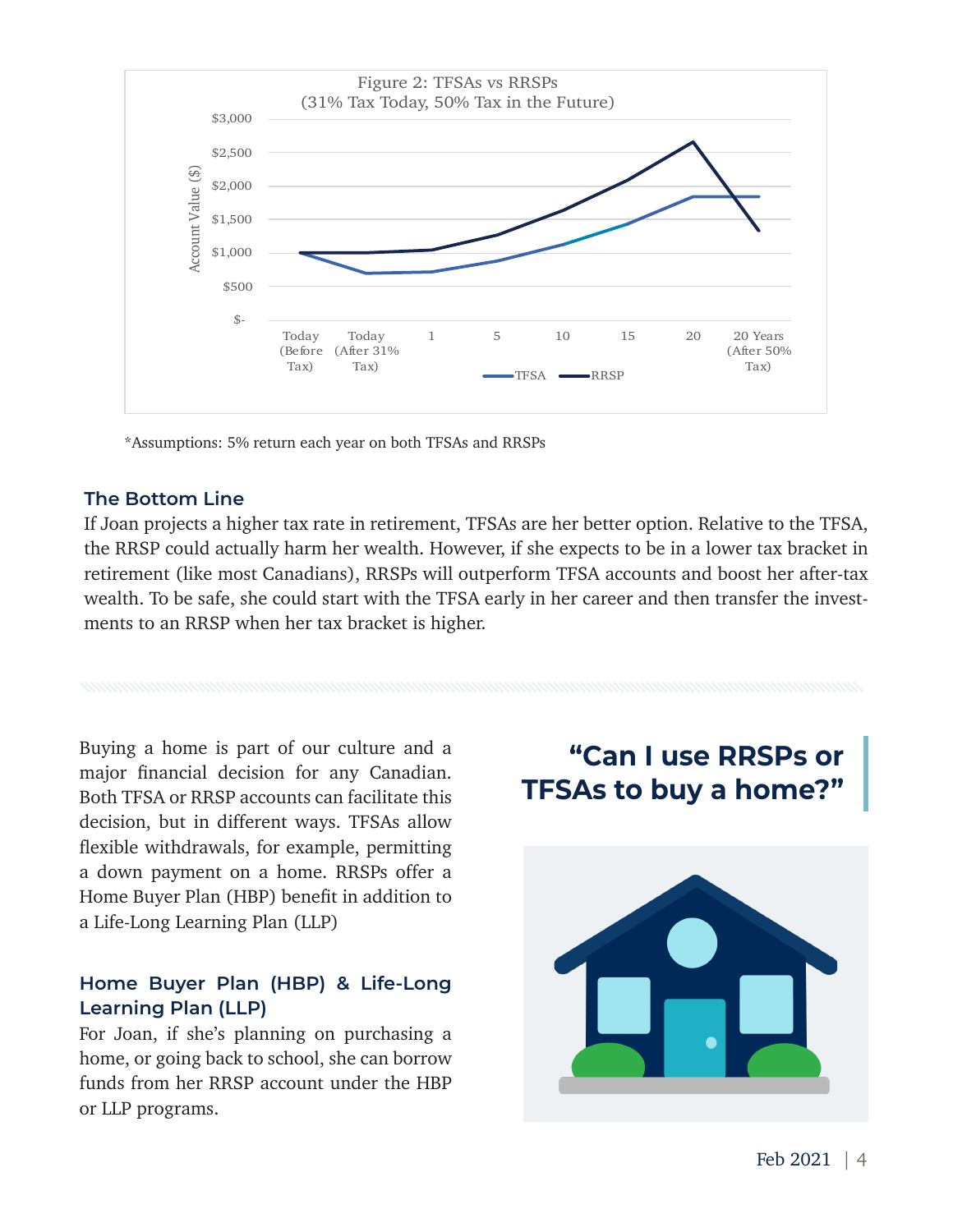Figure 2: TFSAs vs RRSPs (31% Tax Today, 50% Tax in the Future)

*Assumptions: 5% return each year on both TFSAs and RRSPs

### The Bottom Line

If Joan projects a higher tax rate in retirement, TFSAs are her better option. Relative to the TFSA, the RRSP could actually harm her wealth. However, if she expects to be in a lower tax bracket in retirement (like most Canadians), RRSPs will outperform TFSA accounts and boost her after-tax wealth. To be safe, she could start with the TFSA early in her career and then transfer the investments to an RRSP when her tax bracket is higher.

## "Can I use RRSPs or TFSAs to buy a home?"

Buying a home is part of our culture and a major financial decision for any Canadian. Both TFSA or RRSP accounts can facilitate this decision, but in different ways. TFSAs allow flexible withdrawals, for example, permitting a down payment on a home. RRSPs offer a Home Buyer Plan (HBP) benefit in addition to a Life-Long Learning Plan (LLP)

### Home Buyer Plan (HBP) & Life-Long Learning Plan (LLP)

For Joan, if she's planning on purchasing a home, or going back to school, she can borrow funds from her RRSP account under the HBP or LLP programs.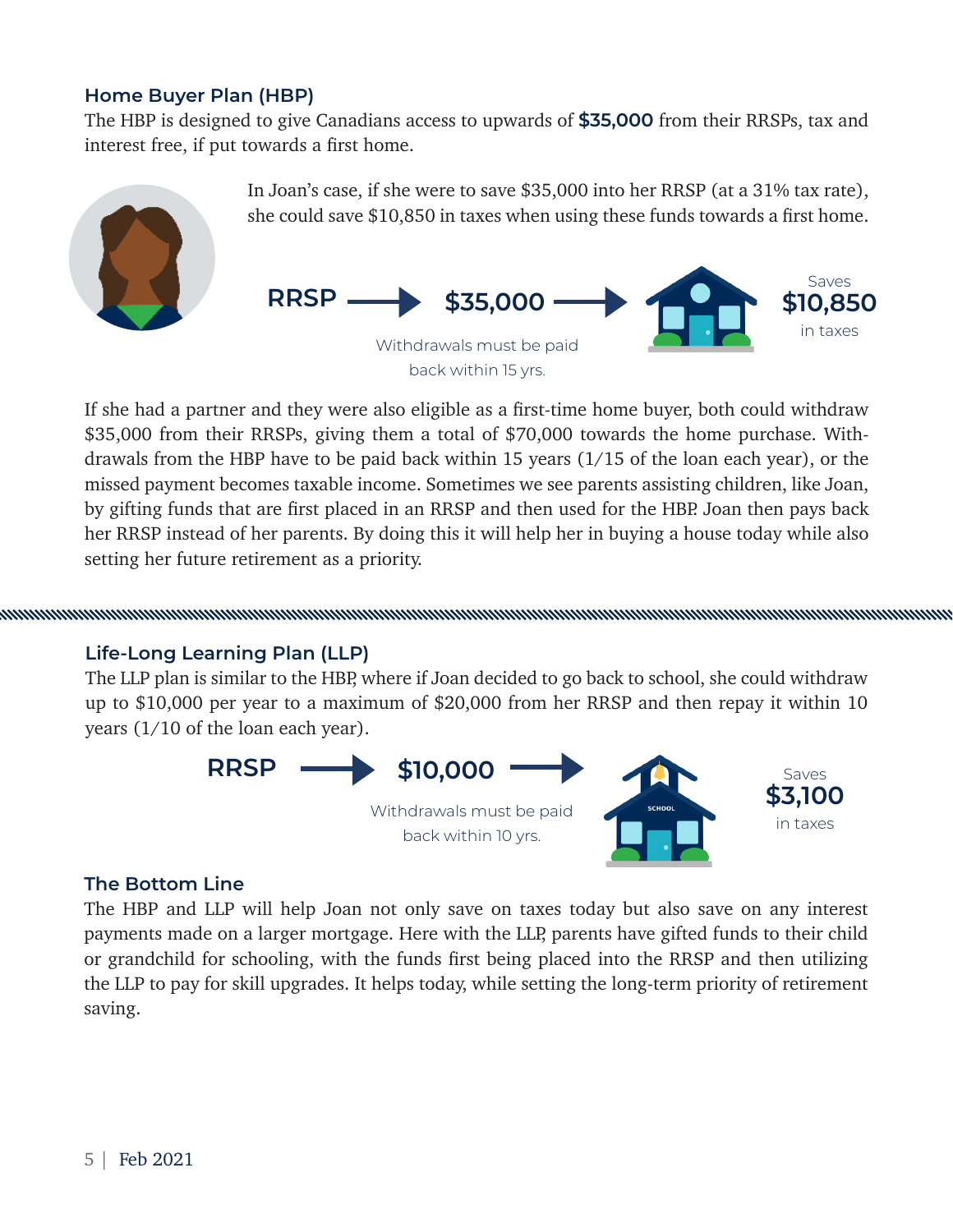## Home Buyer Plan (HBP)

The HBP is designed to give Canadians access to upwards of **$35,000** from their RRSPs, tax and interest free, if put towards a first home.

In Joan's case, if she were to save $35,000 into her RRSP (at a 31% tax rate), she could save $10,850 in taxes when using these funds towards a first home.

**RRSP** → **$35,000** → Saves **$10,850** in taxes

Withdrawals must be paid back within 15 yrs.

If she had a partner and they were also eligible as a first-time home buyer, both could withdraw $35,000 from their RRSPs, giving them a total of $70,000 towards the home purchase. Withdrawals from the HBP have to be paid back within 15 years (1/15 of the loan each year), or the missed payment becomes taxable income. Sometimes we see parents assisting children, like Joan, by gifting funds that are first placed in an RRSP and then used for the HBP. Joan then pays back her RRSP instead of her parents. By doing this it will help her in buying a house today while also setting her future retirement as a priority.

## Life-Long Learning Plan (LLP)

The LLP plan is similar to the HBP, where if Joan decided to go back to school, she could withdraw up to $10,000 per year to a maximum of $20,000 from her RRSP and then repay it within 10 years (1/10 of the loan each year).

**RRSP** → **$10,000** → Saves **$3,100** in taxes

Withdrawals must be paid back within 10 yrs.

## The Bottom Line

The HBP and LLP will help Joan not only save on taxes today but also save on any interest payments made on a larger mortgage. Here with the LLP, parents have gifted funds to their child or grandchild for schooling, with the funds first being placed into the RRSP and then utilizing the LLP to pay for skill upgrades. It helps today, while setting the long-term priority of retirement saving.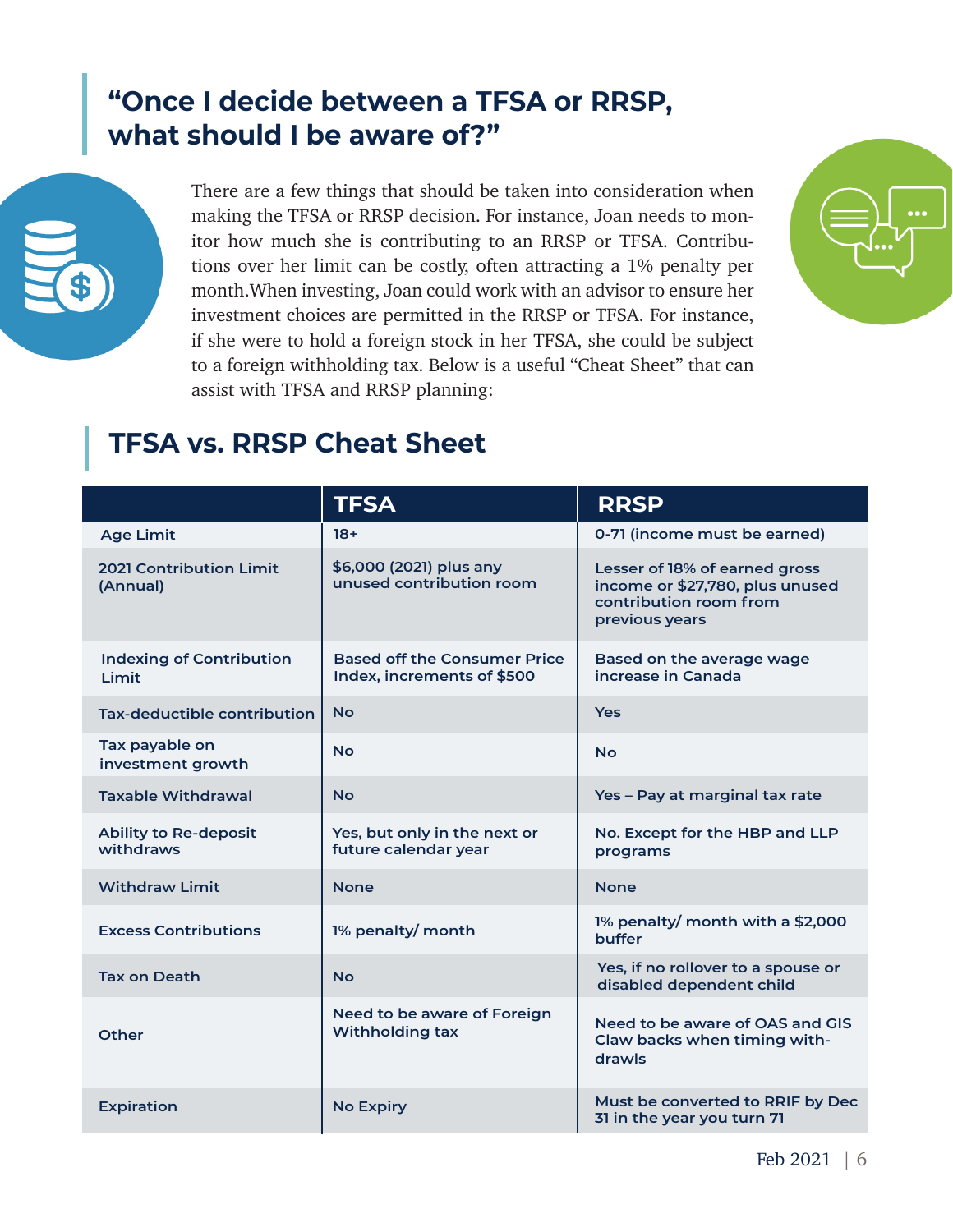## "Once I decide between a TFSA or RRSP, what should I be aware of?"

There are a few things that should be taken into consideration when making the TFSA or RRSP decision. For instance, Joan needs to monitor how much she is contributing to an RRSP or TFSA. Contributions over her limit can be costly, often attracting a 1% penalty per month.When investing, Joan could work with an advisor to ensure her investment choices are permitted in the RRSP or TFSA. For instance, if she were to hold a foreign stock in her TFSA, she could be subject to a foreign withholding tax. Below is a useful "Cheat Sheet" that can assist with TFSA and RRSP planning:

## TFSA vs. RRSP Cheat Sheet

| | TFSA | RRSP |
|---|---|---|
| Age Limit | 18+ | 0-71 (income must be earned) |
| 2021 Contribution Limit (Annual) | $6,000 (2021) plus any unused contribution room | Lesser of 18% of earned gross income or $27,780, plus unused contribution room from previous years |
| Indexing of Contribution Limit | Based off the Consumer Price Index, increments of $500 | Based on the average wage increase in Canada |
| Tax-deductible contribution | No | Yes |
| Tax payable on investment growth | No | No |
| Taxable Withdrawal | No | Yes – Pay at marginal tax rate |
| Ability to Re-deposit withdraws | Yes, but only in the next or future calendar year | No. Except for the HBP and LLP programs |
| Withdraw Limit | None | None |
| Excess Contributions | 1% penalty/ month | 1% penalty/ month with a $2,000 buffer |
| Tax on Death | No | Yes, if no rollover to a spouse or disabled dependent child |
| Other | Need to be aware of Foreign Withholding tax | Need to be aware of OAS and GIS Claw backs when timing withdrawls |
| Expiration | No Expiry | Must be converted to RRIF by Dec 31 in the year you turn 71 |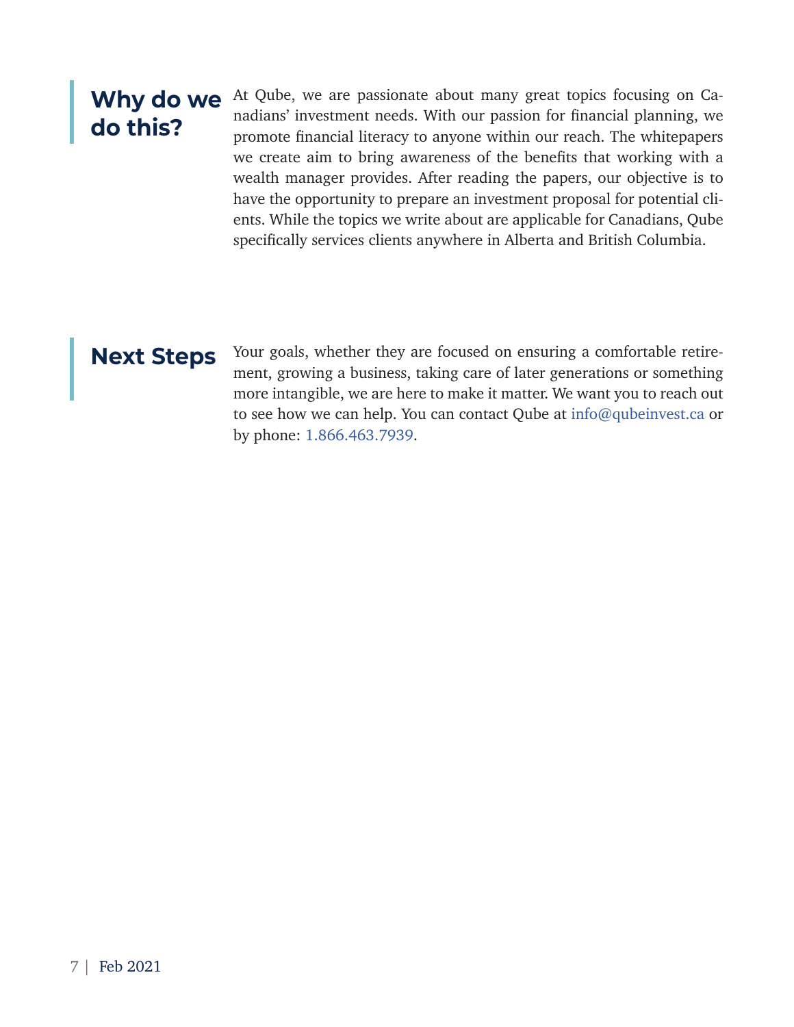## Why do we do this?

At Qube, we are passionate about many great topics focusing on Canadians' investment needs. With our passion for financial planning, we promote financial literacy to anyone within our reach. The whitepapers we create aim to bring awareness of the benefits that working with a wealth manager provides. After reading the papers, our objective is to have the opportunity to prepare an investment proposal for potential clients. While the topics we write about are applicable for Canadians, Qube specifically services clients anywhere in Alberta and British Columbia.

## Next Steps

Your goals, whether they are focused on ensuring a comfortable retirement, growing a business, taking care of later generations or something more intangible, we are here to make it matter. We want you to reach out to see how we can help. You can contact Qube at info@qubeinvest.ca or by phone: 1.866.463.7939.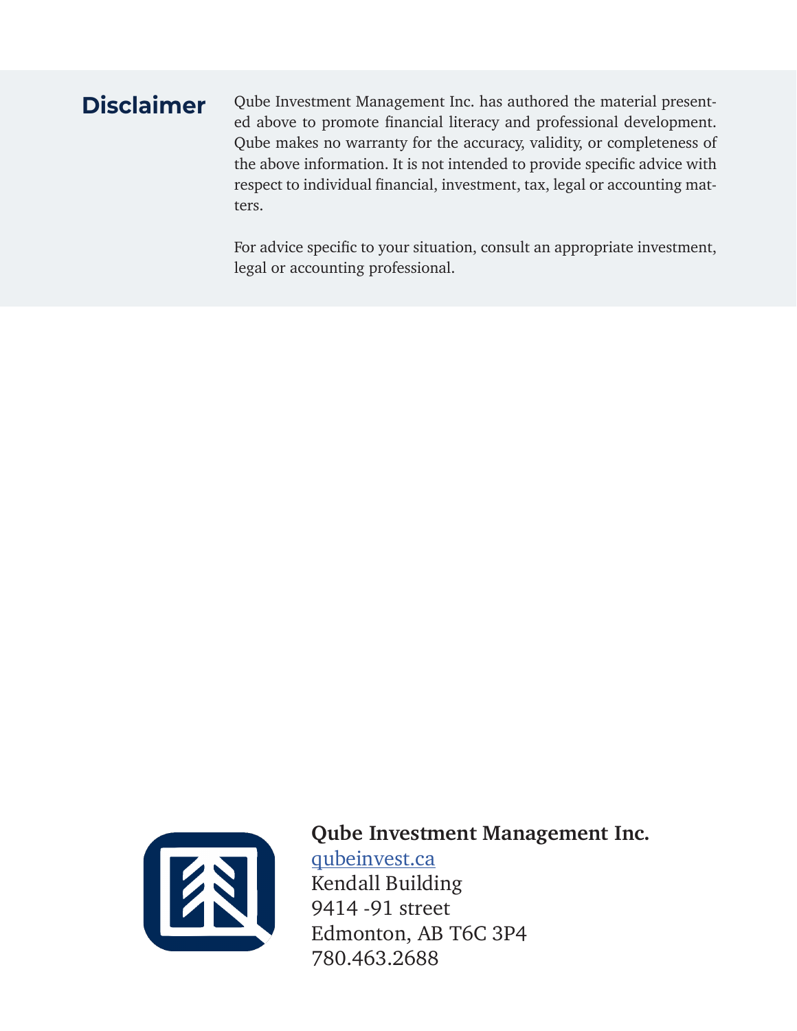## Disclaimer

Qube Investment Management Inc. has authored the material presented above to promote financial literacy and professional development. Qube makes no warranty for the accuracy, validity, or completeness of the above information. It is not intended to provide specific advice with respect to individual financial, investment, tax, legal or accounting matters.

For advice specific to your situation, consult an appropriate investment, legal or accounting professional.

**Qube Investment Management Inc.**
qubeinvest.ca
Kendall Building
9414 -91 street
Edmonton, AB T6C 3P4
780.463.2688